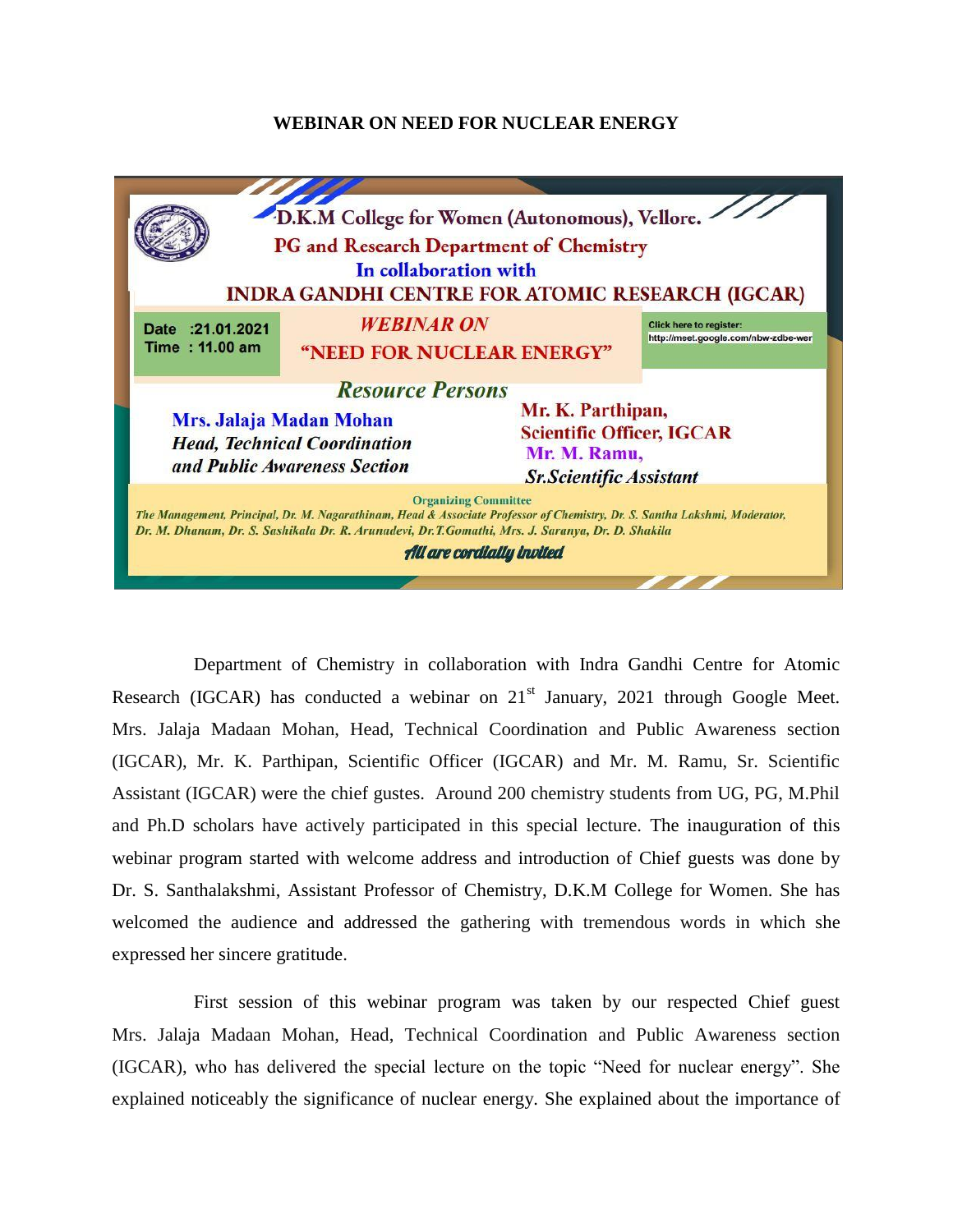# WEBINAR ON NEED FOR NUCLEAR ENERGY

D.K.M College for Women (Autonomous), Vellore.

PG and Research Department of Chemistry

In collaboration with

INDRA GANDHI CENTRE FOR ATOMIC RESEARCH (IGCAR)

Date :21.01.2021
Time : 11.00 am

*WEBINAR ON*

**"NEED FOR NUCLEAR ENERGY"**

Click here to register:
http://meet.google.com/nbw-zdbe-wer

*Resource Persons*

**Mrs. Jalaja Madan Mohan**
***Head, Technical Coordination and Public Awareness Section***

**Mr. K. Parthipan,**
**Scientific Officer, IGCAR**

**Mr. M. Ramu,**
***Sr.Scientific Assistant***

**Organizing Committee**

*The Management, Principal, Dr. M. Nagarathinam, Head & Associate Professor of Chemistry, Dr. S. Santha Lakshmi, Moderator, Dr. M. Dhanam, Dr. S. Sashikala Dr. R. Arunadevi, Dr.T.Gomathi, Mrs. J. Saranya, Dr. D. Shakila*

*All are cordially invited*

Department of Chemistry in collaboration with Indra Gandhi Centre for Atomic Research (IGCAR) has conducted a webinar on 21st January, 2021 through Google Meet. Mrs. Jalaja Madaan Mohan, Head, Technical Coordination and Public Awareness section (IGCAR), Mr. K. Parthipan, Scientific Officer (IGCAR) and Mr. M. Ramu, Sr. Scientific Assistant (IGCAR) were the chief gustes. Around 200 chemistry students from UG, PG, M.Phil and Ph.D scholars have actively participated in this special lecture. The inauguration of this webinar program started with welcome address and introduction of Chief guests was done by Dr. S. Santhalakshmi, Assistant Professor of Chemistry, D.K.M College for Women. She has welcomed the audience and addressed the gathering with tremendous words in which she expressed her sincere gratitude.

First session of this webinar program was taken by our respected Chief guest Mrs. Jalaja Madaan Mohan, Head, Technical Coordination and Public Awareness section (IGCAR), who has delivered the special lecture on the topic "Need for nuclear energy". She explained noticeably the significance of nuclear energy. She explained about the importance of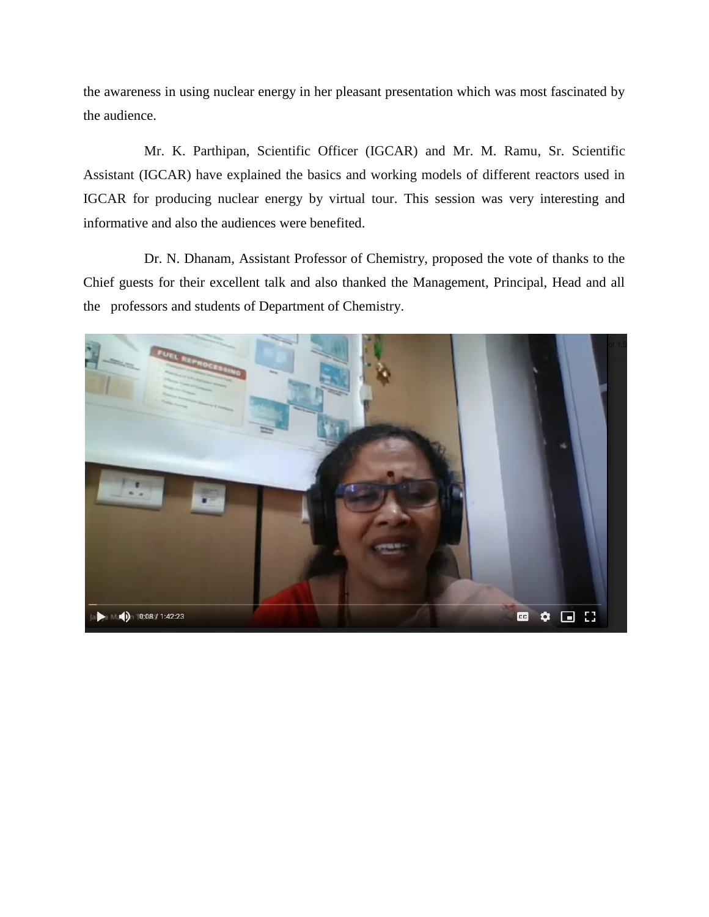the awareness in using nuclear energy in her pleasant presentation which was most fascinated by the audience.

Mr. K. Parthipan, Scientific Officer (IGCAR) and Mr. M. Ramu, Sr. Scientific Assistant (IGCAR) have explained the basics and working models of different reactors used in IGCAR for producing nuclear energy by virtual tour. This session was very interesting and informative and also the audiences were benefited.

Dr. N. Dhanam, Assistant Professor of Chemistry, proposed the vote of thanks to the Chief guests for their excellent talk and also thanked the Management, Principal, Head and all the professors and students of Department of Chemistry.